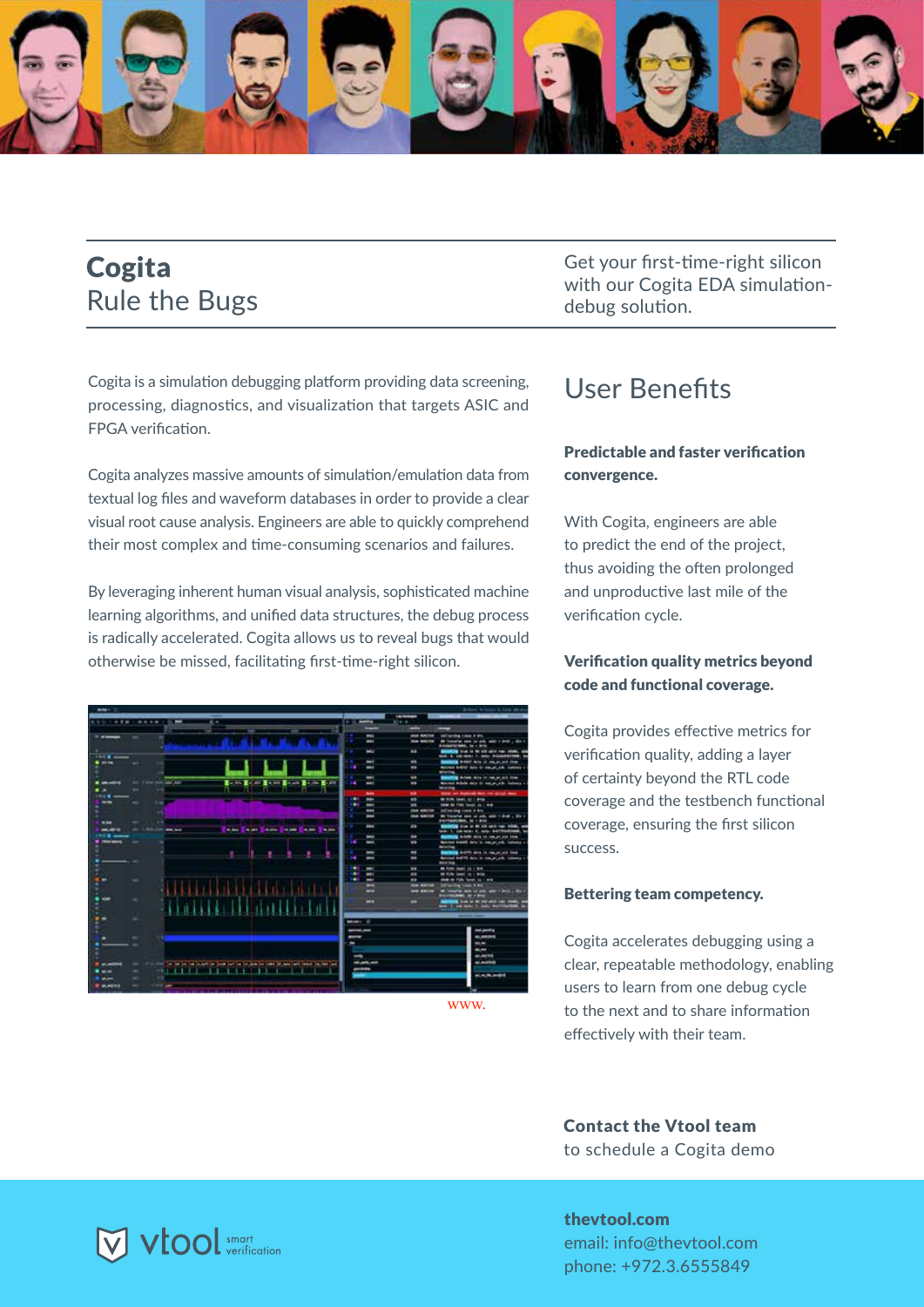# Cogita

## Rule the Bugs

Get your first-time-right silicon with our Cogita EDA simulation-debug solution.

Cogita is a simulation debugging platform providing data screening, processing, diagnostics, and visualization that targets ASIC and FPGA verification.

Cogita analyzes massive amounts of simulation/emulation data from textual log files and waveform databases in order to provide a clear visual root cause analysis. Engineers are able to quickly comprehend their most complex and time-consuming scenarios and failures.

By leveraging inherent human visual analysis, sophisticated machine learning algorithms, and unified data structures, the debug process is radically accelerated. Cogita allows us to reveal bugs that would otherwise be missed, facilitating first-time-right silicon.

www.

## User Benefits

**Predictable and faster verification convergence.**

With Cogita, engineers are able to predict the end of the project, thus avoiding the often prolonged and unproductive last mile of the verification cycle.

**Verification quality metrics beyond code and functional coverage.**

Cogita provides effective metrics for verification quality, adding a layer of certainty beyond the RTL code coverage and the testbench functional coverage, ensuring the first silicon success.

**Bettering team competency.**

Cogita accelerates debugging using a clear, repeatable methodology, enabling users to learn from one debug cycle to the next and to share information effectively with their team.

**Contact the Vtool team**
to schedule a Cogita demo

vtool smart verification

**thevtool.com**
email: info@thevtool.com
phone: +972.3.6555849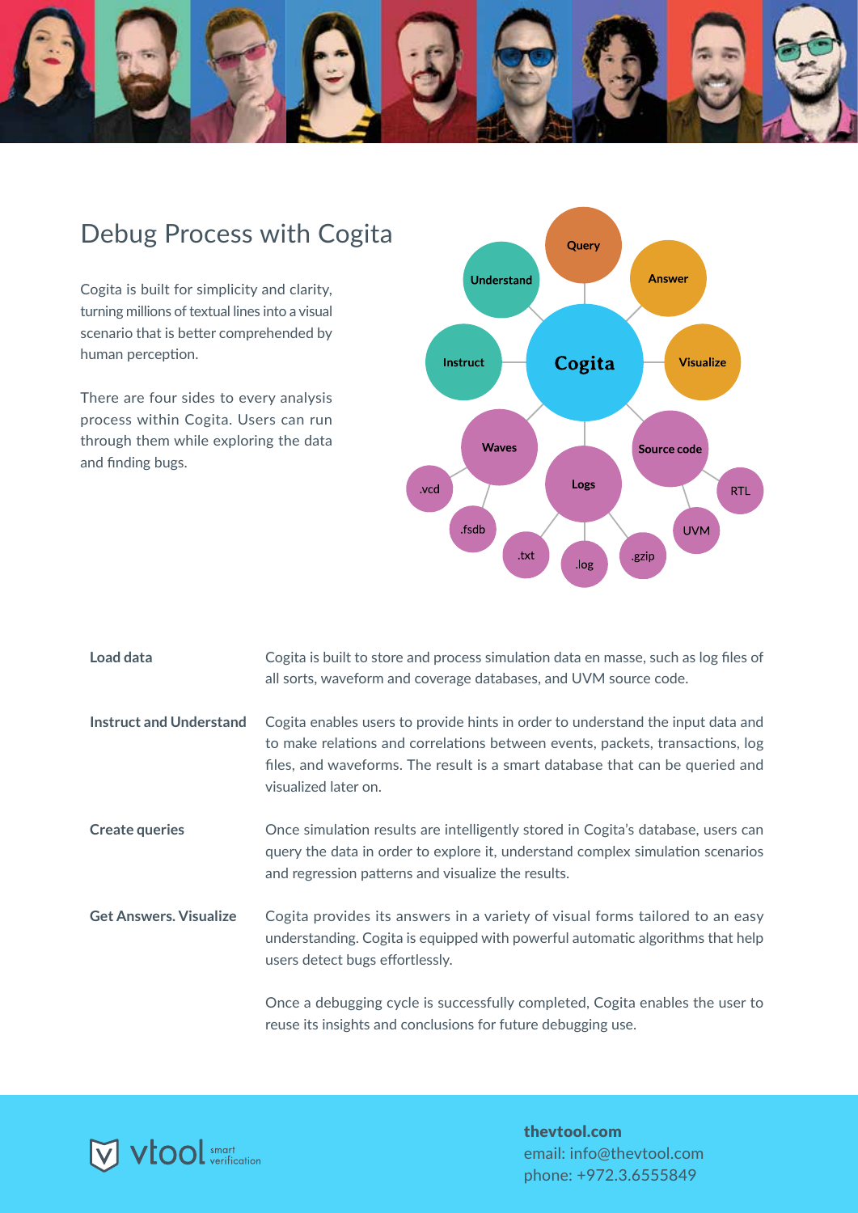# Debug Process with Cogita

Cogita is built for simplicity and clarity, turning millions of textual lines into a visual scenario that is better comprehended by human perception.

There are four sides to every analysis process within Cogita. Users can run through them while exploring the data and finding bugs.

Query
Understand
Answer
Instruct
Cogita
Visualize
Waves
Source code
Logs
.vcd
RTL
.fsdb
UVM
.txt
.gzip
.log

| | |
|---|---|
| **Load data** | Cogita is built to store and process simulation data en masse, such as log files of all sorts, waveform and coverage databases, and UVM source code. |
| **Instruct and Understand** | Cogita enables users to provide hints in order to understand the input data and to make relations and correlations between events, packets, transactions, log files, and waveforms. The result is a smart database that can be queried and visualized later on. |
| **Create queries** | Once simulation results are intelligently stored in Cogita's database, users can query the data in order to explore it, understand complex simulation scenarios and regression patterns and visualize the results. |
| **Get Answers. Visualize** | Cogita provides its answers in a variety of visual forms tailored to an easy understanding. Cogita is equipped with powerful automatic algorithms that help users detect bugs effortlessly.<br><br>Once a debugging cycle is successfully completed, Cogita enables the user to reuse its insights and conclusions for future debugging use. |

vtool smart verification

**thevtool.com**
email: info@thevtool.com
phone: +972.3.6555849